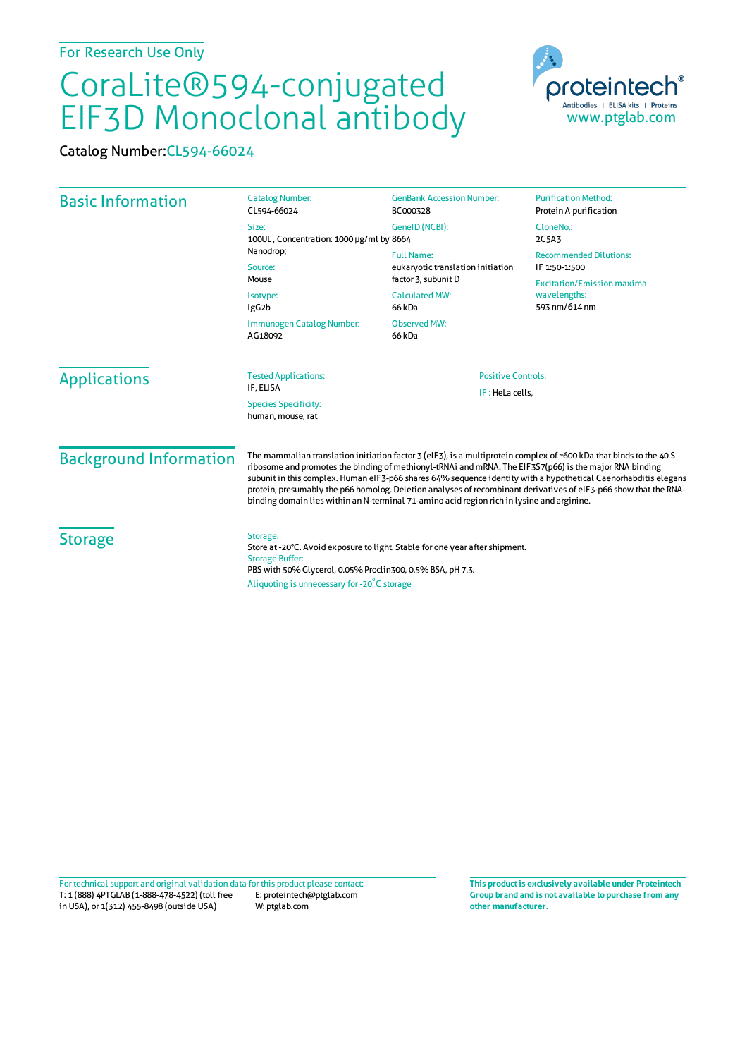For Research Use Only

# CoraLite®594-conjugated EIF3D Monoclonal antibody

Catalog Number: CL594-66024

## Basic Information

**Catalog Number:**
CL594-66024

**Size:**
100UL , Concentration: 1000 μg/ml by Nanodrop;

**Source:**
Mouse

**Isotype:**
IgG2b

**Immunogen Catalog Number:**
AG18092

**GenBank Accession Number:**
BC000328

**GeneID (NCBI):**
8664

**Full Name:**
eukaryotic translation initiation factor 3, subunit D

**Calculated MW:**
66 kDa

**Observed MW:**
66 kDa

**Purification Method:**
Protein A purification

**CloneNo.:**
2C5A3

**Recommended Dilutions:**
IF 1:50-1:500

**Excitation/Emission maxima wavelengths:**
593 nm/614 nm

## Applications

**Tested Applications:**
IF, ELISA

**Species Specificity:**
human, mouse, rat

**Positive Controls:**
IF : HeLa cells,

## Background Information

The mammalian translation initiation factor 3 (eIF3), is a multiprotein complex of ~600 kDa that binds to the 40 S ribosome and promotes the binding of methionyl-tRNAi and mRNA. The EIF3S7(p66) is the major RNA binding subunit in this complex. Human eIF3-p66 shares 64% sequence identity with a hypothetical Caenorhabditis elegans protein, presumably the p66 homolog. Deletion analyses of recombinant derivatives of eIF3-p66 show that the RNA-binding domain lies within an N-terminal 71-amino acid region rich in lysine and arginine.

## Storage

**Storage:**
Store at -20°C. Avoid exposure to light. Stable for one year after shipment.

**Storage Buffer:**
PBS with 50% Glycerol, 0.05% Proclin300, 0.5% BSA, pH 7.3.

Aliquoting is unnecessary for -20°C storage

For technical support and original validation data for this product please contact:
T: 1 (888) 4PTGLAB (1-888-478-4522) (toll free in USA), or 1(312) 455-8498 (outside USA)
E: proteintech@ptglab.com
W: ptglab.com

**This product is exclusively available under Proteintech Group brand and is not available to purchase from any other manufacturer.**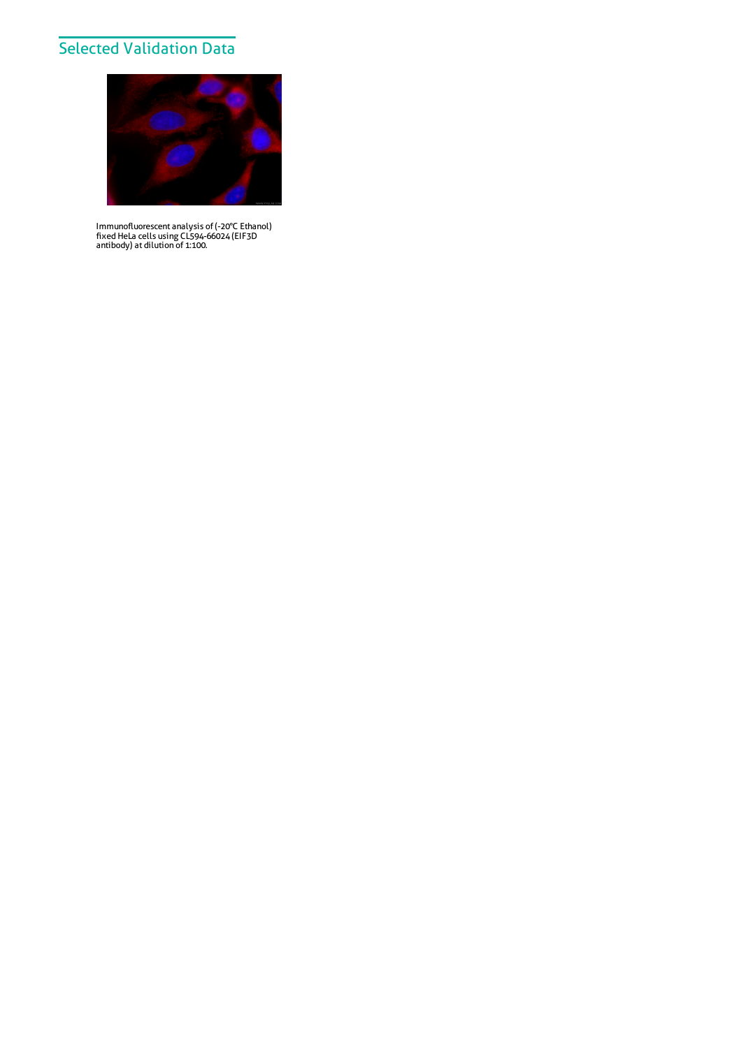## Selected Validation Data

Immunofluorescent analysis of (-20°C Ethanol) fixed HeLa cells using CL594-66024 (EIF3D antibody) at dilution of 1:100.